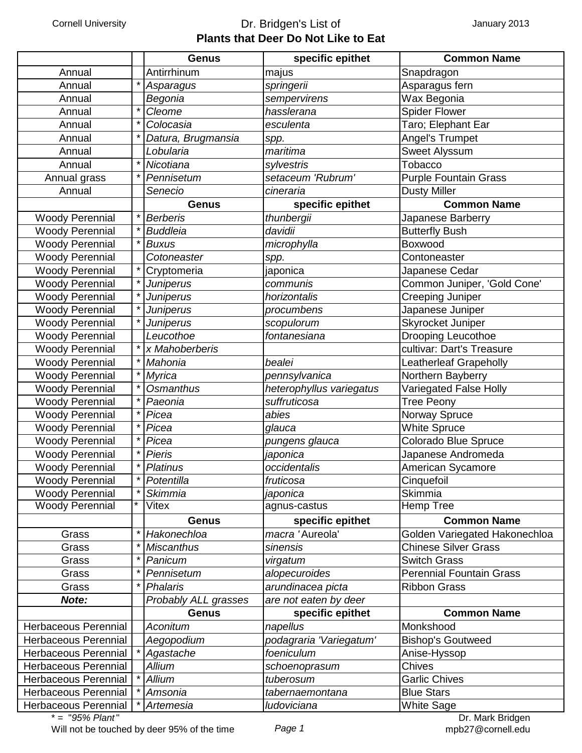Cornell University

# Dr. Bridgen's List of Plants that Deer Do Not Like to Eat

January 2013

| | | Genus | specific epithet | Common Name |
|---|---|---|---|---|
| Annual | | Antirrhinum | majus | Snapdragon |
| Annual | * | *Asparagus* | *springerii* | Asparagus fern |
| Annual | | *Begonia* | *sempervirens* | Wax Begonia |
| Annual | * | *Cleome* | *hasslerana* | Spider Flower |
| Annual | * | *Colocasia* | *esculenta* | Taro; Elephant Ear |
| Annual | * | *Datura, Brugmansia* | *spp.* | Angel's Trumpet |
| Annual | | *Lobularia* | *maritima* | Sweet Alyssum |
| Annual | * | *Nicotiana* | *sylvestris* | Tobacco |
| Annual grass | * | *Pennisetum* | *setaceum 'Rubrum'* | Purple Fountain Grass |
| Annual | | *Senecio* | *cineraria* | Dusty Miller |
| | | **Genus** | **specific epithet** | **Common Name** |
| Woody Perennial | * | *Berberis* | *thunbergii* | Japanese Barberry |
| Woody Perennial | * | *Buddleia* | *davidii* | Butterfly Bush |
| Woody Perennial | * | *Buxus* | *microphylla* | Boxwood |
| Woody Perennial | | *Cotoneaster* | *spp.* | Contoneaster |
| Woody Perennial | * | Cryptomeria | japonica | Japanese Cedar |
| Woody Perennial | * | *Juniperus* | *communis* | Common Juniper, 'Gold Cone' |
| Woody Perennial | * | *Juniperus* | *horizontalis* | Creeping Juniper |
| Woody Perennial | * | *Juniperus* | *procumbens* | Japanese Juniper |
| Woody Perennial | * | *Juniperus* | *scopulorum* | Skyrocket Juniper |
| Woody Perennial | | *Leucothoe* | *fontanesiana* | Drooping Leucothoe |
| Woody Perennial | * | *x Mahoberberis* | | cultivar: Dart's Treasure |
| Woody Perennial | * | *Mahonia* | *bealei* | Leatherleaf Grapeholly |
| Woody Perennial | * | *Myrica* | *pennsylvanica* | Northern Bayberry |
| Woody Perennial | * | *Osmanthus* | *heterophyllus variegatus* | Variegated False Holly |
| Woody Perennial | * | *Paeonia* | *suffruticosa* | Tree Peony |
| Woody Perennial | * | *Picea* | *abies* | Norway Spruce |
| Woody Perennial | * | *Picea* | *glauca* | White Spruce |
| Woody Perennial | * | *Picea* | *pungens glauca* | Colorado Blue Spruce |
| Woody Perennial | * | *Pieris* | *japonica* | Japanese Andromeda |
| Woody Perennial | * | *Platinus* | *occidentalis* | American Sycamore |
| Woody Perennial | * | *Potentilla* | *fruticosa* | Cinquefoil |
| Woody Perennial | * | *Skimmia* | *japonica* | Skimmia |
| Woody Perennial | * | Vitex | agnus-castus | Hemp Tree |
| | | **Genus** | **specific epithet** | **Common Name** |
| Grass | * | *Hakonechloa* | *macra* 'Aureola' | Golden Variegated Hakonechloa |
| Grass | * | *Miscanthus* | *sinensis* | Chinese Silver Grass |
| Grass | * | *Panicum* | *virgatum* | Switch Grass |
| Grass | * | *Pennisetum* | *alopecuroides* | Perennial Fountain Grass |
| Grass | * | *Phalaris* | *arundinacea picta* | Ribbon Grass |
| ***Note:*** | | *Probably ALL grasses* | *are not eaten by deer* | |
| | | **Genus** | **specific epithet** | **Common Name** |
| Herbaceous Perennial | | *Aconitum* | *napellus* | Monkshood |
| Herbaceous Perennial | | *Aegopodium* | *podagraria 'Variegatum'* | Bishop's Goutweed |
| Herbaceous Perennial | * | *Agastache* | *foeniculum* | Anise-Hyssop |
| Herbaceous Perennial | | *Allium* | *schoenoprasum* | Chives |
| Herbaceous Perennial | * | *Allium* | *tuberosum* | Garlic Chives |
| Herbaceous Perennial | * | *Amsonia* | *tabernaemontana* | Blue Stars |
| Herbaceous Perennial | * | *Artemesia* | *ludoviciana* | White Sage |

* = *"95% Plant"*
Will not be touched by deer 95% of the time

Dr. Mark Bridgen
mpb27@cornell.edu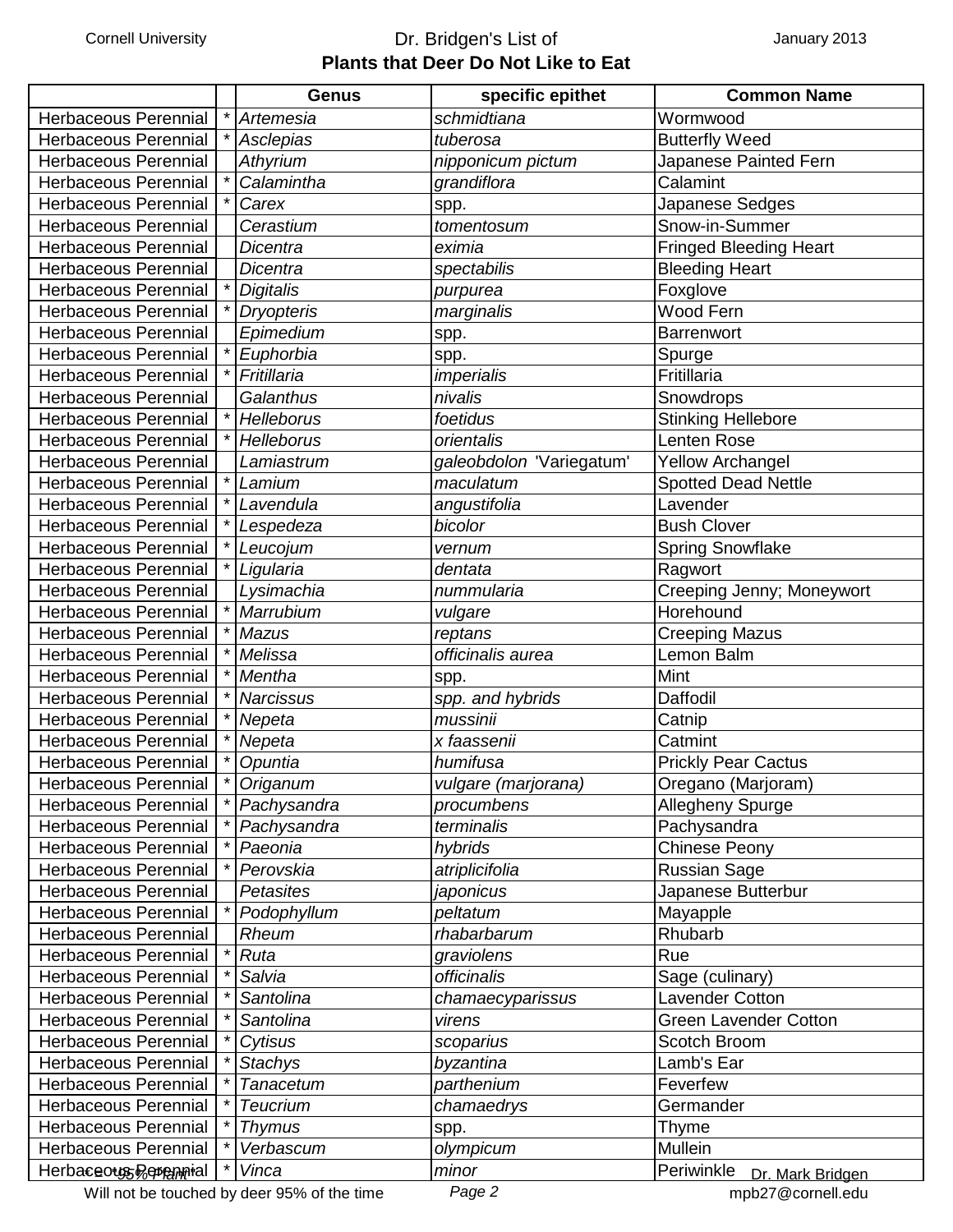Cornell University

# Dr. Bridgen's List of Plants that Deer Do Not Like to Eat

January 2013

| | | Genus | specific epithet | Common Name |
|---|---|---|---|---|
| Herbaceous Perennial | * | *Artemesia* | *schmidtiana* | Wormwood |
| Herbaceous Perennial | * | *Asclepias* | *tuberosa* | Butterfly Weed |
| Herbaceous Perennial | | *Athyrium* | *nipponicum pictum* | Japanese Painted Fern |
| Herbaceous Perennial | * | *Calamintha* | *grandiflora* | Calamint |
| Herbaceous Perennial | * | *Carex* | spp. | Japanese Sedges |
| Herbaceous Perennial | | *Cerastium* | *tomentosum* | Snow-in-Summer |
| Herbaceous Perennial | | *Dicentra* | *eximia* | Fringed Bleeding Heart |
| Herbaceous Perennial | | *Dicentra* | *spectabilis* | Bleeding Heart |
| Herbaceous Perennial | * | *Digitalis* | *purpurea* | Foxglove |
| Herbaceous Perennial | * | *Dryopteris* | *marginalis* | Wood Fern |
| Herbaceous Perennial | | *Epimedium* | spp. | Barrenwort |
| Herbaceous Perennial | * | *Euphorbia* | spp. | Spurge |
| Herbaceous Perennial | * | *Fritillaria* | *imperialis* | Fritillaria |
| Herbaceous Perennial | | *Galanthus* | *nivalis* | Snowdrops |
| Herbaceous Perennial | * | *Helleborus* | *foetidus* | Stinking Hellebore |
| Herbaceous Perennial | * | *Helleborus* | *orientalis* | Lenten Rose |
| Herbaceous Perennial | | *Lamiastrum* | *galeobdolon* 'Variegatum' | Yellow Archangel |
| Herbaceous Perennial | * | *Lamium* | *maculatum* | Spotted Dead Nettle |
| Herbaceous Perennial | * | *Lavendula* | *angustifolia* | Lavender |
| Herbaceous Perennial | * | *Lespedeza* | *bicolor* | Bush Clover |
| Herbaceous Perennial | * | *Leucojum* | *vernum* | Spring Snowflake |
| Herbaceous Perennial | * | *Ligularia* | *dentata* | Ragwort |
| Herbaceous Perennial | | *Lysimachia* | *nummularia* | Creeping Jenny; Moneywort |
| Herbaceous Perennial | * | *Marrubium* | *vulgare* | Horehound |
| Herbaceous Perennial | * | *Mazus* | *reptans* | Creeping Mazus |
| Herbaceous Perennial | * | *Melissa* | *officinalis aurea* | Lemon Balm |
| Herbaceous Perennial | * | *Mentha* | spp. | Mint |
| Herbaceous Perennial | * | *Narcissus* | *spp. and hybrids* | Daffodil |
| Herbaceous Perennial | * | *Nepeta* | *mussinii* | Catnip |
| Herbaceous Perennial | * | *Nepeta* | *x faassenii* | Catmint |
| Herbaceous Perennial | * | *Opuntia* | *humifusa* | Prickly Pear Cactus |
| Herbaceous Perennial | * | *Origanum* | *vulgare (marjorana)* | Oregano (Marjoram) |
| Herbaceous Perennial | * | *Pachysandra* | *procumbens* | Allegheny Spurge |
| Herbaceous Perennial | * | *Pachysandra* | *terminalis* | Pachysandra |
| Herbaceous Perennial | * | *Paeonia* | *hybrids* | Chinese Peony |
| Herbaceous Perennial | * | *Perovskia* | *atriplicifolia* | Russian Sage |
| Herbaceous Perennial | | *Petasites* | *japonicus* | Japanese Butterbur |
| Herbaceous Perennial | * | *Podophyllum* | *peltatum* | Mayapple |
| Herbaceous Perennial | | *Rheum* | *rhabarbarum* | Rhubarb |
| Herbaceous Perennial | * | *Ruta* | *graviolens* | Rue |
| Herbaceous Perennial | * | *Salvia* | *officinalis* | Sage (culinary) |
| Herbaceous Perennial | * | *Santolina* | *chamaecyparissus* | Lavender Cotton |
| Herbaceous Perennial | * | *Santolina* | *virens* | Green Lavender Cotton |
| Herbaceous Perennial | * | *Cytisus* | *scoparius* | Scotch Broom |
| Herbaceous Perennial | * | *Stachys* | *byzantina* | Lamb's Ear |
| Herbaceous Perennial | * | *Tanacetum* | *parthenium* | Feverfew |
| Herbaceous Perennial | * | *Teucrium* | *chamaedrys* | Germander |
| Herbaceous Perennial | * | *Thymus* | spp. | Thyme |
| Herbaceous Perennial | * | *Verbascum* | *olympicum* | Mullein |
| Herbaceous Perennial | * | *Vinca* | *minor* | Periwinkle |

* = "95% Plant"
Will not be touched by deer 95% of the time

Dr. Mark Bridgen
mpb27@cornell.edu